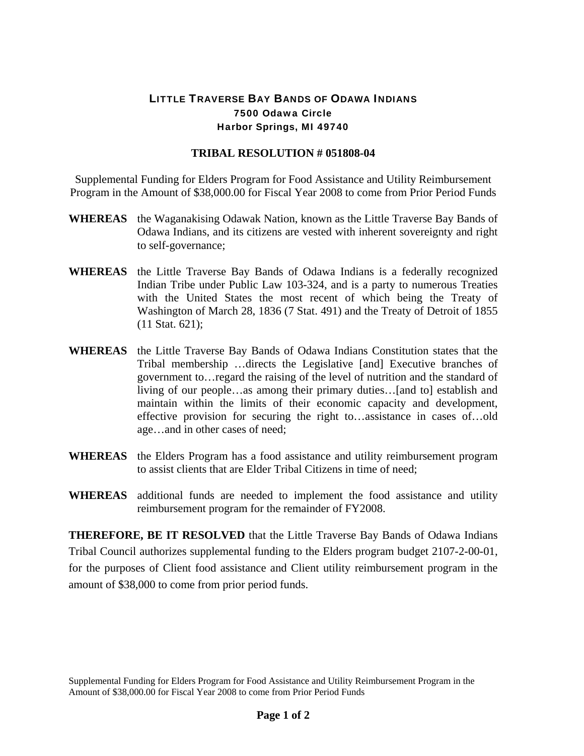# LITTLE TRAVERSE BAY BANDS OF ODAWA INDIANS

**7500 Odawa Circle**
**Harbor Springs, MI 49740**

## TRIBAL RESOLUTION # 051808-04

Supplemental Funding for Elders Program for Food Assistance and Utility Reimbursement Program in the Amount of $38,000.00 for Fiscal Year 2008 to come from Prior Period Funds

**WHEREAS** the Waganakising Odawak Nation, known as the Little Traverse Bay Bands of Odawa Indians, and its citizens are vested with inherent sovereignty and right to self-governance;

**WHEREAS** the Little Traverse Bay Bands of Odawa Indians is a federally recognized Indian Tribe under Public Law 103-324, and is a party to numerous Treaties with the United States the most recent of which being the Treaty of Washington of March 28, 1836 (7 Stat. 491) and the Treaty of Detroit of 1855 (11 Stat. 621);

**WHEREAS** the Little Traverse Bay Bands of Odawa Indians Constitution states that the Tribal membership …directs the Legislative [and] Executive branches of government to…regard the raising of the level of nutrition and the standard of living of our people…as among their primary duties…[and to] establish and maintain within the limits of their economic capacity and development, effective provision for securing the right to…assistance in cases of…old age…and in other cases of need;

**WHEREAS** the Elders Program has a food assistance and utility reimbursement program to assist clients that are Elder Tribal Citizens in time of need;

**WHEREAS** additional funds are needed to implement the food assistance and utility reimbursement program for the remainder of FY2008.

**THEREFORE, BE IT RESOLVED** that the Little Traverse Bay Bands of Odawa Indians Tribal Council authorizes supplemental funding to the Elders program budget 2107-2-00-01, for the purposes of Client food assistance and Client utility reimbursement program in the amount of $38,000 to come from prior period funds.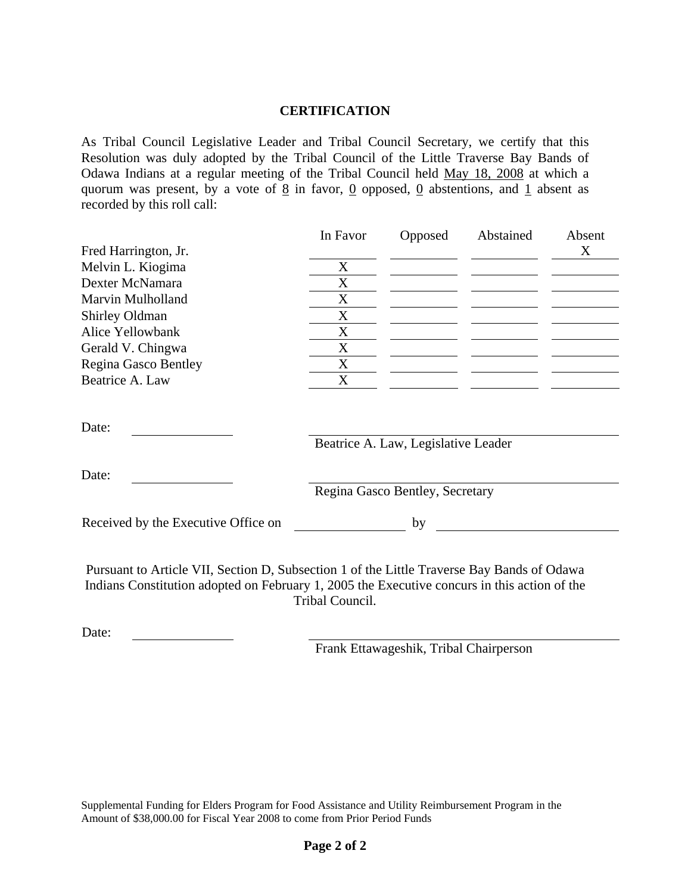## CERTIFICATION

As Tribal Council Legislative Leader and Tribal Council Secretary, we certify that this Resolution was duly adopted by the Tribal Council of the Little Traverse Bay Bands of Odawa Indians at a regular meeting of the Tribal Council held May 18, 2008 at which a quorum was present, by a vote of 8 in favor, 0 opposed, 0 abstentions, and 1 absent as recorded by this roll call:

| | In Favor | Opposed | Abstained | Absent |
|---|---|---|---|---|
| Fred Harrington, Jr. | | | | X |
| Melvin L. Kiogima | X | | | |
| Dexter McNamara | X | | | |
| Marvin Mulholland | X | | | |
| Shirley Oldman | X | | | |
| Alice Yellowbank | X | | | |
| Gerald V. Chingwa | X | | | |
| Regina Gasco Bentley | X | | | |
| Beatrice A. Law | X | | | |

Date: ______________ ______________________________
Beatrice A. Law, Legislative Leader

Date: ______________ ______________________________
Regina Gasco Bentley, Secretary

Received by the Executive Office on ______________ by ______________________

Pursuant to Article VII, Section D, Subsection 1 of the Little Traverse Bay Bands of Odawa Indians Constitution adopted on February 1, 2005 the Executive concurs in this action of the Tribal Council.

Date: ______________ ______________________________
Frank Ettawageshik, Tribal Chairperson

Supplemental Funding for Elders Program for Food Assistance and Utility Reimbursement Program in the Amount of $38,000.00 for Fiscal Year 2008 to come from Prior Period Funds